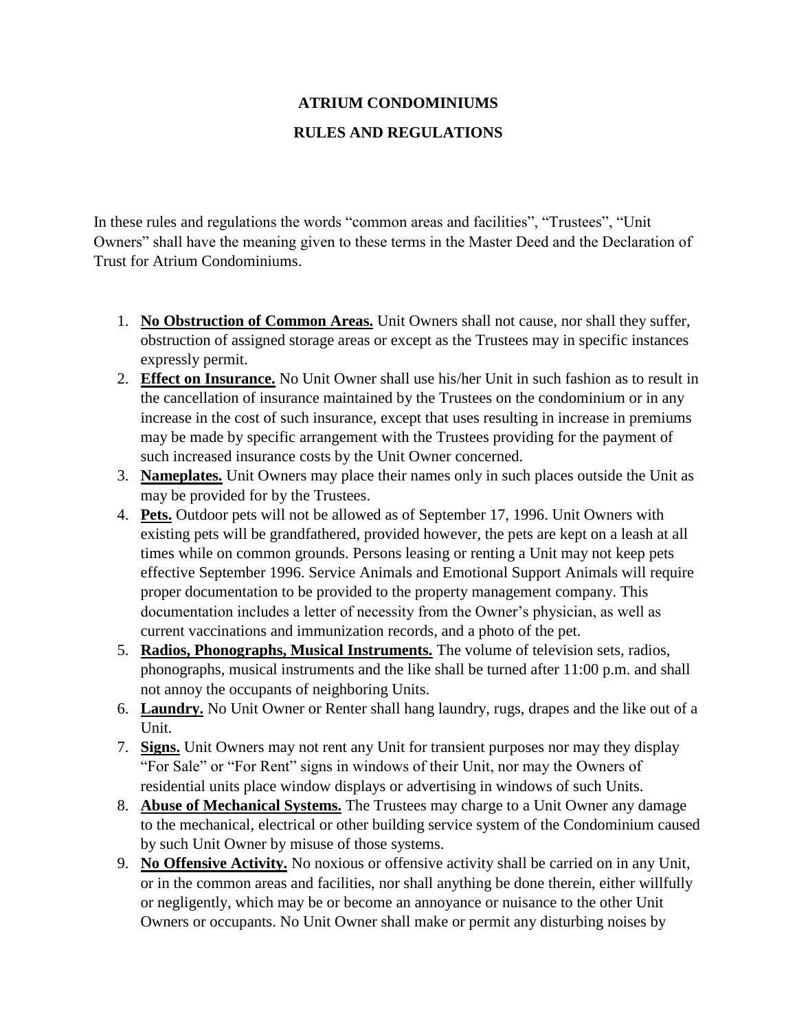# ATRIUM CONDOMINIUMS

## RULES AND REGULATIONS

In these rules and regulations the words "common areas and facilities", "Trustees", "Unit Owners" shall have the meaning given to these terms in the Master Deed and the Declaration of Trust for Atrium Condominiums.

1. **No Obstruction of Common Areas.** Unit Owners shall not cause, nor shall they suffer, obstruction of assigned storage areas or except as the Trustees may in specific instances expressly permit.
2. **Effect on Insurance.** No Unit Owner shall use his/her Unit in such fashion as to result in the cancellation of insurance maintained by the Trustees on the condominium or in any increase in the cost of such insurance, except that uses resulting in increase in premiums may be made by specific arrangement with the Trustees providing for the payment of such increased insurance costs by the Unit Owner concerned.
3. **Nameplates.** Unit Owners may place their names only in such places outside the Unit as may be provided for by the Trustees.
4. **Pets.** Outdoor pets will not be allowed as of September 17, 1996. Unit Owners with existing pets will be grandfathered, provided however, the pets are kept on a leash at all times while on common grounds. Persons leasing or renting a Unit may not keep pets effective September 1996. Service Animals and Emotional Support Animals will require proper documentation to be provided to the property management company. This documentation includes a letter of necessity from the Owner's physician, as well as current vaccinations and immunization records, and a photo of the pet.
5. **Radios, Phonographs, Musical Instruments.** The volume of television sets, radios, phonographs, musical instruments and the like shall be turned after 11:00 p.m. and shall not annoy the occupants of neighboring Units.
6. **Laundry.** No Unit Owner or Renter shall hang laundry, rugs, drapes and the like out of a Unit.
7. **Signs.** Unit Owners may not rent any Unit for transient purposes nor may they display "For Sale" or "For Rent" signs in windows of their Unit, nor may the Owners of residential units place window displays or advertising in windows of such Units.
8. **Abuse of Mechanical Systems.** The Trustees may charge to a Unit Owner any damage to the mechanical, electrical or other building service system of the Condominium caused by such Unit Owner by misuse of those systems.
9. **No Offensive Activity.** No noxious or offensive activity shall be carried on in any Unit, or in the common areas and facilities, nor shall anything be done therein, either willfully or negligently, which may be or become an annoyance or nuisance to the other Unit Owners or occupants. No Unit Owner shall make or permit any disturbing noises by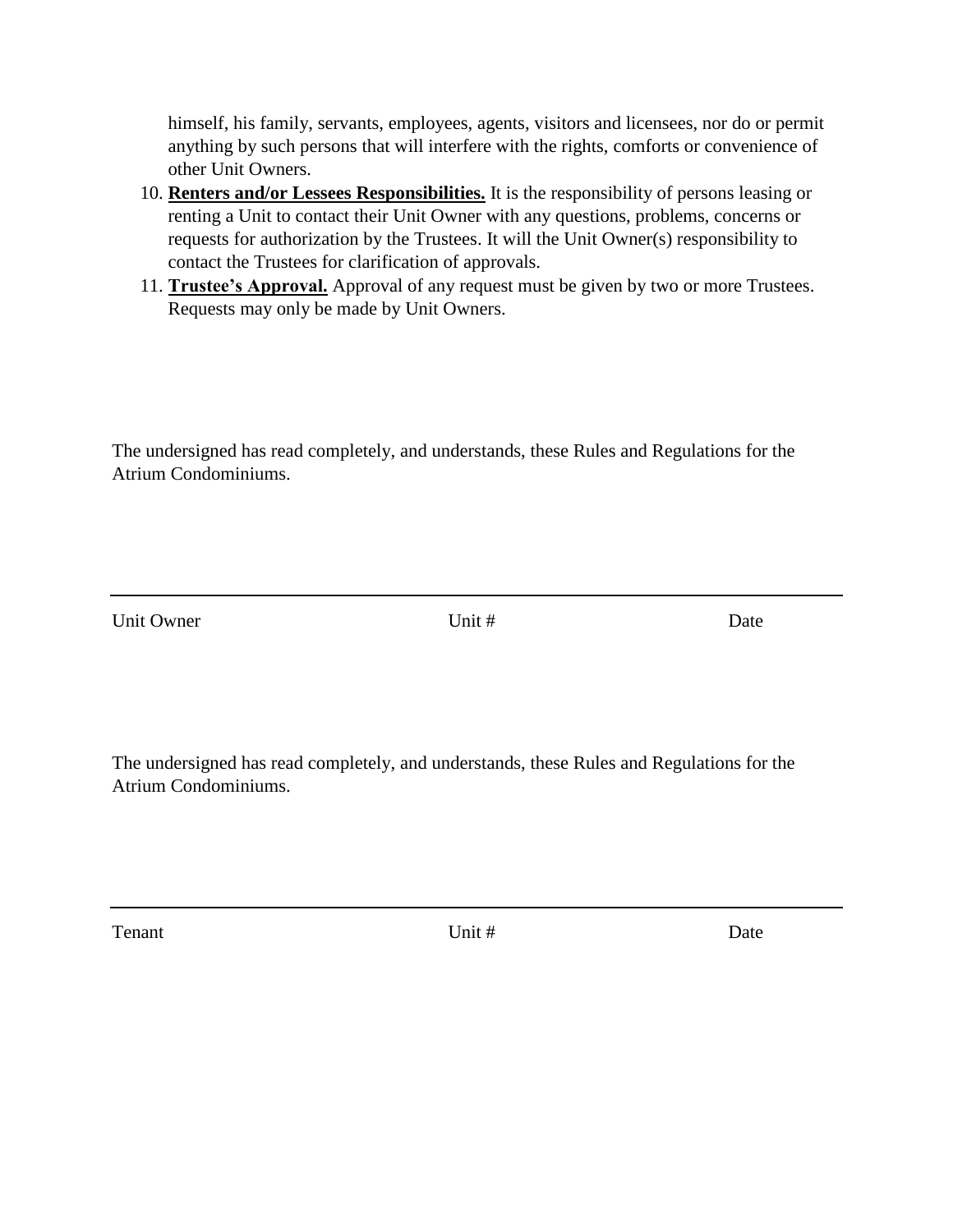himself, his family, servants, employees, agents, visitors and licensees, nor do or permit anything by such persons that will interfere with the rights, comforts or convenience of other Unit Owners.

10. **Renters and/or Lessees Responsibilities.** It is the responsibility of persons leasing or renting a Unit to contact their Unit Owner with any questions, problems, concerns or requests for authorization by the Trustees. It will the Unit Owner(s) responsibility to contact the Trustees for clarification of approvals.
11. **Trustee's Approval.** Approval of any request must be given by two or more Trustees. Requests may only be made by Unit Owners.

The undersigned has read completely, and understands, these Rules and Regulations for the Atrium Condominiums.

______________________________________________________________________

Unit Owner  Unit #  Date

The undersigned has read completely, and understands, these Rules and Regulations for the Atrium Condominiums.

______________________________________________________________________

Tenant  Unit #  Date